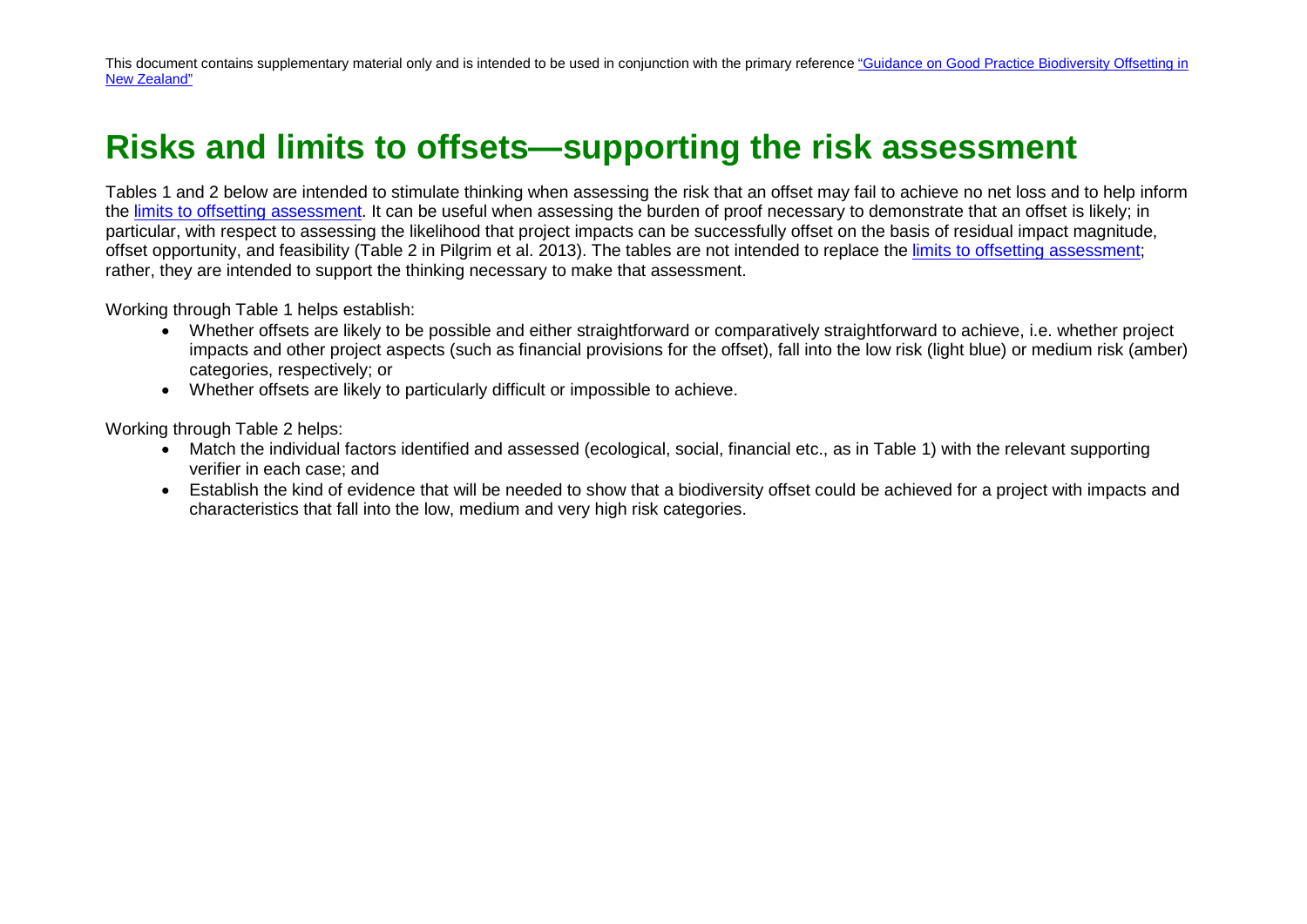This document contains supplementary material only and is intended to be used in conjunction with the primary reference "Guidance on Good Practice Biodiversity Offsetting in New Zealand"

# Risks and limits to offsets—supporting the risk assessment

Tables 1 and 2 below are intended to stimulate thinking when assessing the risk that an offset may fail to achieve no net loss and to help inform the limits to offsetting assessment. It can be useful when assessing the burden of proof necessary to demonstrate that an offset is likely; in particular, with respect to assessing the likelihood that project impacts can be successfully offset on the basis of residual impact magnitude, offset opportunity, and feasibility (Table 2 in Pilgrim et al. 2013). The tables are not intended to replace the limits to offsetting assessment; rather, they are intended to support the thinking necessary to make that assessment.

Working through Table 1 helps establish:

- Whether offsets are likely to be possible and either straightforward or comparatively straightforward to achieve, i.e. whether project impacts and other project aspects (such as financial provisions for the offset), fall into the low risk (light blue) or medium risk (amber) categories, respectively; or
- Whether offsets are likely to particularly difficult or impossible to achieve.

Working through Table 2 helps:

- Match the individual factors identified and assessed (ecological, social, financial etc., as in Table 1) with the relevant supporting verifier in each case; and
- Establish the kind of evidence that will be needed to show that a biodiversity offset could be achieved for a project with impacts and characteristics that fall into the low, medium and very high risk categories.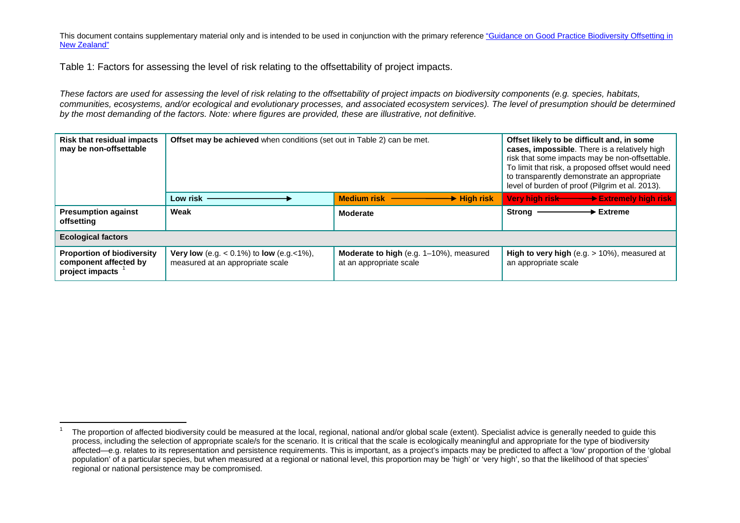This document contains supplementary material only and is intended to be used in conjunction with the primary reference "Guidance on Good Practice Biodiversity Offsetting in New Zealand"

Table 1: Factors for assessing the level of risk relating to the offsettability of project impacts.

*These factors are used for assessing the level of risk relating to the offsettability of project impacts on biodiversity components (e.g. species, habitats, communities, ecosystems, and/or ecological and evolutionary processes, and associated ecosystem services). The level of presumption should be determined by the most demanding of the factors. Note: where figures are provided, these are illustrative, not definitive.*

| **Risk that residual impacts may be non-offsettable** | **Offset may be achieved** when conditions (set out in Table 2) can be met. | | **Offset likely to be difficult and, in some cases, impossible**. There is a relatively high risk that some impacts may be non-offsettable. To limit that risk, a proposed offset would need to transparently demonstrate an appropriate level of burden of proof (Pilgrim et al. 2013). |
|---|---|---|---|
| | **Low risk** → | **Medium risk** → **High risk** | **Very high risk** → **Extremely high risk** |
| **Presumption against offsetting** | **Weak** | **Moderate** | **Strong** → **Extreme** |
| **Ecological factors** | | | |
| **Proportion of biodiversity component affected by project impacts** [1] | **Very low** (e.g. < 0.1%) to **low** (e.g.<1%), measured at an appropriate scale | **Moderate to high** (e.g. 1–10%), measured at an appropriate scale | **High to very high** (e.g. > 10%), measured at an appropriate scale |

[1] The proportion of affected biodiversity could be measured at the local, regional, national and/or global scale (extent). Specialist advice is generally needed to guide this process, including the selection of appropriate scale/s for the scenario. It is critical that the scale is ecologically meaningful and appropriate for the type of biodiversity affected—e.g. relates to its representation and persistence requirements. This is important, as a project's impacts may be predicted to affect a 'low' proportion of the 'global population' of a particular species, but when measured at a regional or national level, this proportion may be 'high' or 'very high', so that the likelihood of that species' regional or national persistence may be compromised.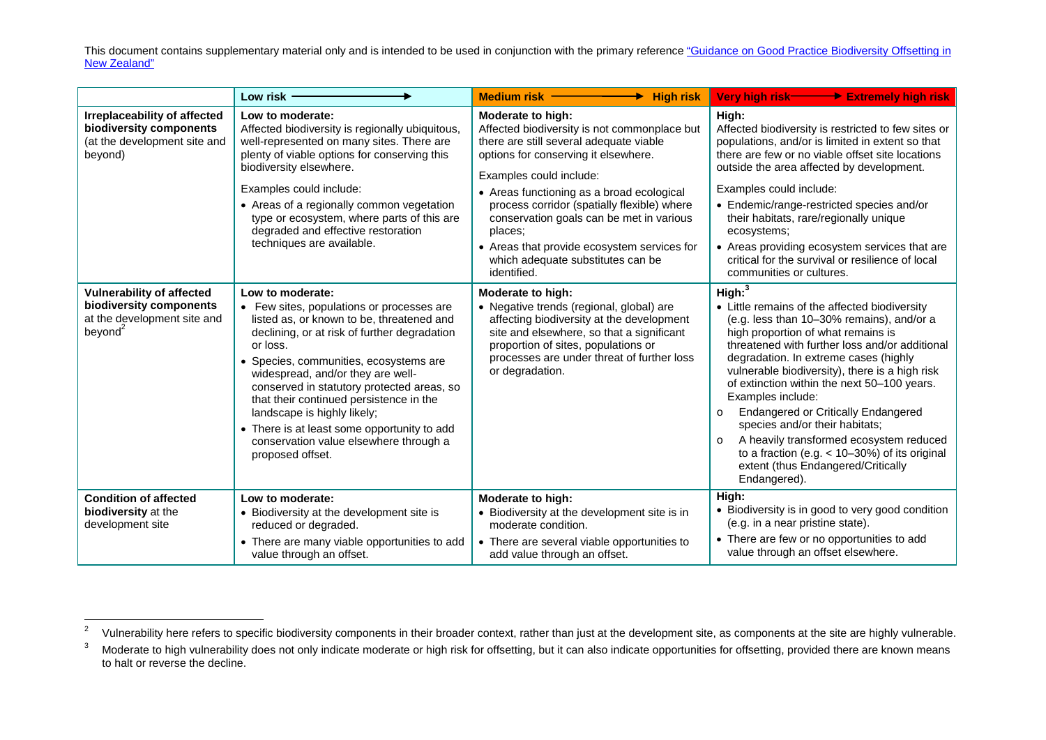This document contains supplementary material only and is intended to be used in conjunction with the primary reference [“Guidance on Good Practice Biodiversity Offsetting in New Zealand”]

| | Low risk ⟶ | Medium risk ⟶ High risk | Very high risk ⟶ Extremely high risk |
|---|---|---|---|
| **Irreplaceability of affected biodiversity components** (at the development site and beyond) | **Low to moderate:** Affected biodiversity is regionally ubiquitous, well-represented on many sites. There are plenty of viable options for conserving this biodiversity elsewhere.<br><br>Examples could include:<br>• Areas of a regionally common vegetation type or ecosystem, where parts of this are degraded and effective restoration techniques are available. | **Moderate to high:** Affected biodiversity is not commonplace but there are still several adequate viable options for conserving it elsewhere.<br><br>Examples could include:<br>• Areas functioning as a broad ecological process corridor (spatially flexible) where conservation goals can be met in various places;<br>• Areas that provide ecosystem services for which adequate substitutes can be identified. | **High:** Affected biodiversity is restricted to few sites or populations, and/or is limited in extent so that there are few or no viable offset site locations outside the area affected by development.<br><br>Examples could include:<br>• Endemic/range-restricted species and/or their habitats, rare/regionally unique ecosystems;<br>• Areas providing ecosystem services that are critical for the survival or resilience of local communities or cultures. |
| **Vulnerability of affected biodiversity components** at the development site and beyond[2] | **Low to moderate:**<br>• Few sites, populations or processes are listed as, or known to be, threatened and declining, or at risk of further degradation or loss.<br>• Species, communities, ecosystems are widespread, and/or they are well-conserved in statutory protected areas, so that their continued persistence in the landscape is highly likely;<br>• There is at least some opportunity to add conservation value elsewhere through a proposed offset. | **Moderate to high:**<br>• Negative trends (regional, global) are affecting biodiversity at the development site and elsewhere, so that a significant proportion of sites, populations or processes are under threat of further loss or degradation. | **High:**[3]<br>• Little remains of the affected biodiversity (e.g. less than 10–30% remains), and/or a high proportion of what remains is threatened with further loss and/or additional degradation. In extreme cases (highly vulnerable biodiversity), there is a high risk of extinction within the next 50–100 years. Examples include:<br>o Endangered or Critically Endangered species and/or their habitats;<br>o A heavily transformed ecosystem reduced to a fraction (e.g. < 10–30%) of its original extent (thus Endangered/Critically Endangered). |
| **Condition of affected biodiversity** at the development site | **Low to moderate:**<br>• Biodiversity at the development site is reduced or degraded.<br>• There are many viable opportunities to add value through an offset. | **Moderate to high:**<br>• Biodiversity at the development site is in moderate condition.<br>• There are several viable opportunities to add value through an offset. | **High:**<br>• Biodiversity is in good to very good condition (e.g. in a near pristine state).<br>• There are few or no opportunities to add value through an offset elsewhere. |

[2] Vulnerability here refers to specific biodiversity components in their broader context, rather than just at the development site, as components at the site are highly vulnerable.

[3] Moderate to high vulnerability does not only indicate moderate or high risk for offsetting, but it can also indicate opportunities for offsetting, provided there are known means to halt or reverse the decline.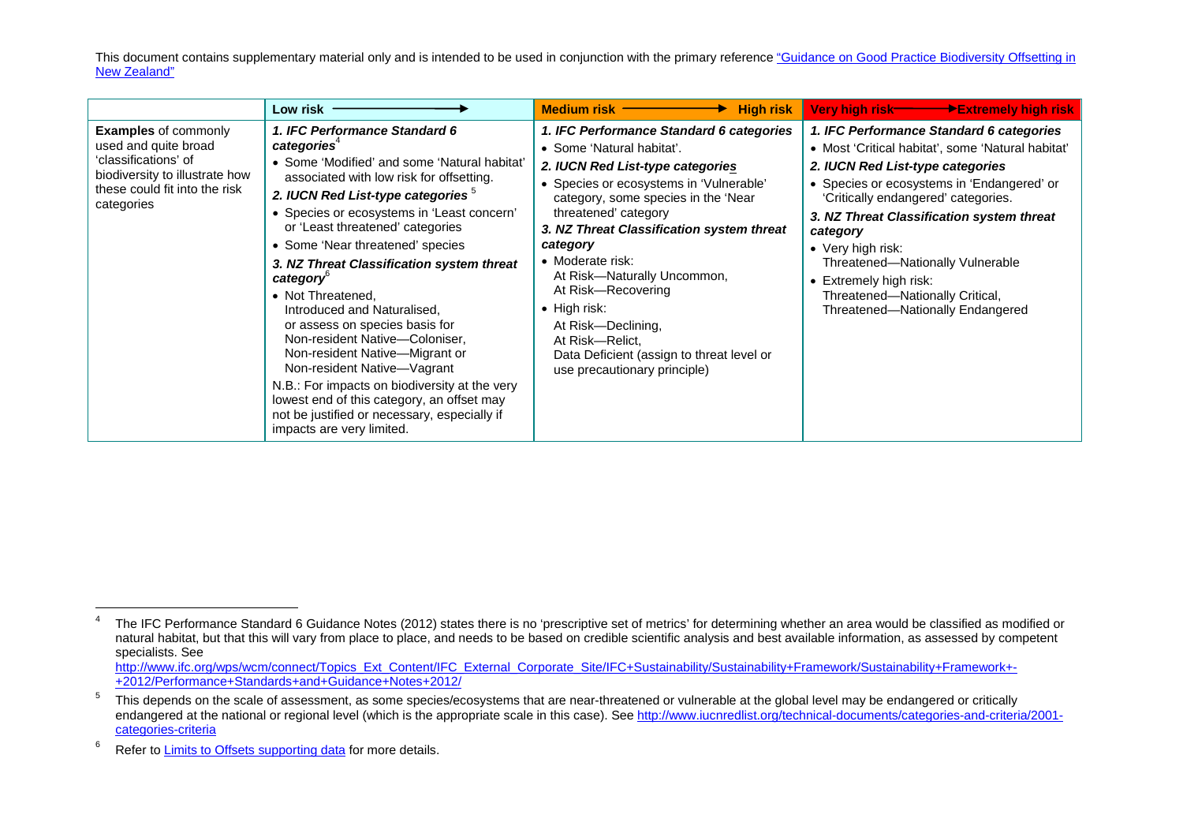This document contains supplementary material only and is intended to be used in conjunction with the primary reference "Guidance on Good Practice Biodiversity Offsetting in New Zealand"

| | Low risk ⟶ | Medium risk ⟶ High risk | Very high risk ⟶ Extremely high risk |
|---|---|---|---|
| **Examples** of commonly used and quite broad 'classifications' of biodiversity to illustrate how these could fit into the risk categories | ***1. IFC Performance Standard 6 categories***[4]<br>• Some 'Modified' and some 'Natural habitat' associated with low risk for offsetting.<br>***2. IUCN Red List-type categories***[5]<br>• Species or ecosystems in 'Least concern' or 'Least threatened' categories<br>• Some 'Near threatened' species<br>***3. NZ Threat Classification system threat category***[6]<br>• Not Threatened, Introduced and Naturalised, or assess on species basis for Non-resident Native—Coloniser, Non-resident Native—Migrant or Non-resident Native—Vagrant<br>N.B.: For impacts on biodiversity at the very lowest end of this category, an offset may not be justified or necessary, especially if impacts are very limited. | ***1. IFC Performance Standard 6 categories***<br>• Some 'Natural habitat'.<br>***2. IUCN Red List-type categories***<br>• Species or ecosystems in 'Vulnerable' category, some species in the 'Near threatened' category<br>***3. NZ Threat Classification system threat category***<br>• Moderate risk: At Risk—Naturally Uncommon, At Risk—Recovering<br>• High risk: At Risk—Declining, At Risk—Relict, Data Deficient (assign to threat level or use precautionary principle) | ***1. IFC Performance Standard 6 categories***<br>• Most 'Critical habitat', some 'Natural habitat'<br>***2. IUCN Red List-type categories***<br>• Species or ecosystems in 'Endangered' or 'Critically endangered' categories.<br>***3. NZ Threat Classification system threat category***<br>• Very high risk: Threatened—Nationally Vulnerable<br>• Extremely high risk: Threatened—Nationally Critical, Threatened—Nationally Endangered |

---

[4] The IFC Performance Standard 6 Guidance Notes (2012) states there is no 'prescriptive set of metrics' for determining whether an area would be classified as modified or natural habitat, but that this will vary from place to place, and needs to be based on credible scientific analysis and best available information, as assessed by competent specialists. See http://www.ifc.org/wps/wcm/connect/Topics_Ext_Content/IFC_External_Corporate_Site/IFC+Sustainability/Sustainability+Framework/Sustainability+Framework+-+2012/Performance+Standards+and+Guidance+Notes+2012/

[5] This depends on the scale of assessment, as some species/ecosystems that are near-threatened or vulnerable at the global level may be endangered or critically endangered at the national or regional level (which is the appropriate scale in this case). See http://www.iucnredlist.org/technical-documents/categories-and-criteria/2001-categories-criteria

[6] Refer to Limits to Offsets supporting data for more details.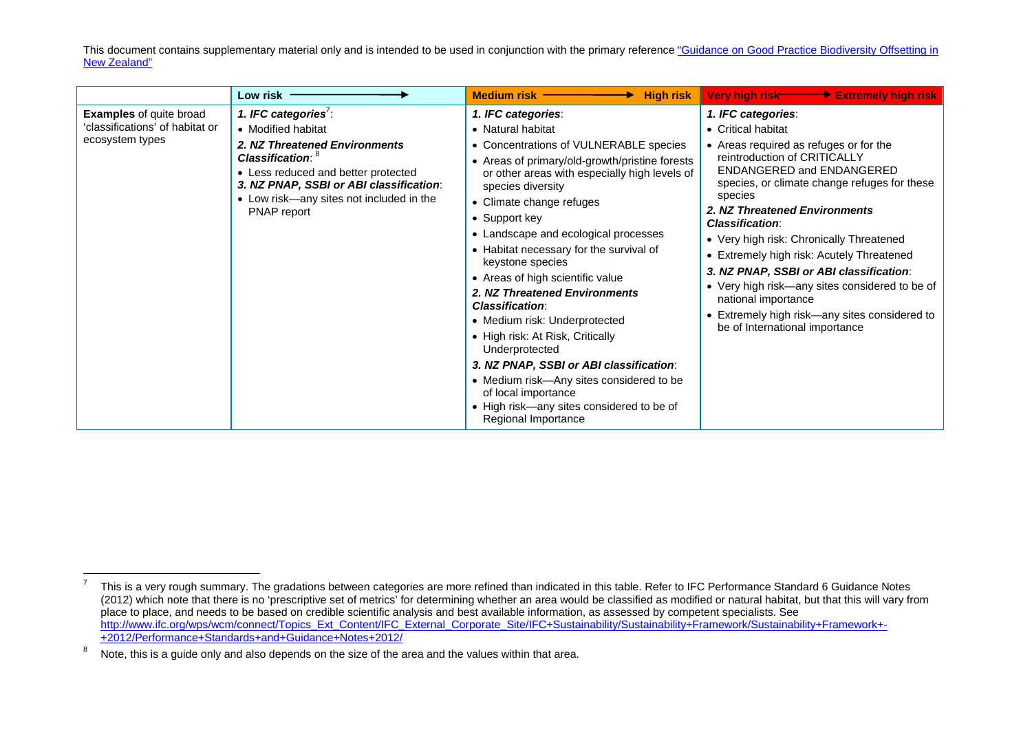This document contains supplementary material only and is intended to be used in conjunction with the primary reference "Guidance on Good Practice Biodiversity Offsetting in New Zealand"

| | Low risk ⟶ | Medium risk ⟶ High risk | Very high risk ⟶ Extremely high risk |
|---|---|---|---|
| **Examples** of quite broad 'classifications' of habitat or ecosystem types | ***1. IFC categories***[7]:<br>• Modified habitat<br>***2. NZ Threatened Environments Classification***: [8]<br>• Less reduced and better protected<br>***3. NZ PNAP, SSBI or ABI classification***:<br>• Low risk—any sites not included in the PNAP report | ***1. IFC categories***:<br>• Natural habitat<br>• Concentrations of VULNERABLE species<br>• Areas of primary/old-growth/pristine forests or other areas with especially high levels of species diversity<br>• Climate change refuges<br>• Support key<br>• Landscape and ecological processes<br>• Habitat necessary for the survival of keystone species<br>• Areas of high scientific value<br>***2. NZ Threatened Environments Classification***:<br>• Medium risk: Underprotected<br>• High risk: At Risk, Critically Underprotected<br>***3. NZ PNAP, SSBI or ABI classification***:<br>• Medium risk—Any sites considered to be of local importance<br>• High risk—any sites considered to be of Regional Importance | ***1. IFC categories***:<br>• Critical habitat<br>• Areas required as refuges or for the reintroduction of CRITICALLY ENDANGERED and ENDANGERED species, or climate change refuges for these species<br>***2. NZ Threatened Environments Classification***:<br>• Very high risk: Chronically Threatened<br>• Extremely high risk: Acutely Threatened<br>***3. NZ PNAP, SSBI or ABI classification***:<br>• Very high risk—any sites considered to be of national importance<br>• Extremely high risk—any sites considered to be of International importance |

[7] This is a very rough summary. The gradations between categories are more refined than indicated in this table. Refer to IFC Performance Standard 6 Guidance Notes (2012) which note that there is no 'prescriptive set of metrics' for determining whether an area would be classified as modified or natural habitat, but that this will vary from place to place, and needs to be based on credible scientific analysis and best available information, as assessed by competent specialists. See http://www.ifc.org/wps/wcm/connect/Topics_Ext_Content/IFC_External_Corporate_Site/IFC+Sustainability/Sustainability+Framework/Sustainability+Framework+-+2012/Performance+Standards+and+Guidance+Notes+2012/

[8] Note, this is a guide only and also depends on the size of the area and the values within that area.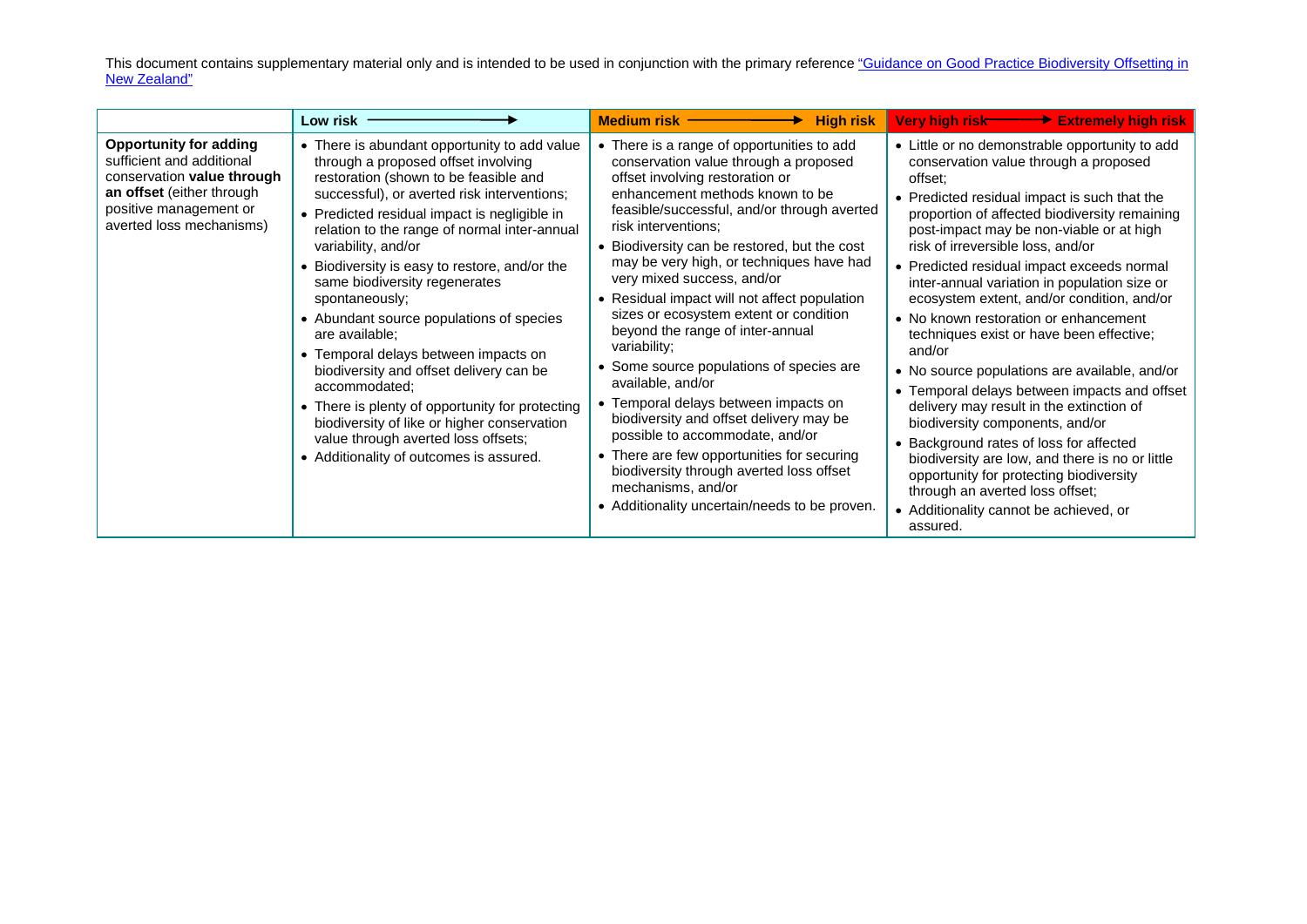This document contains supplementary material only and is intended to be used in conjunction with the primary reference [“Guidance on Good Practice Biodiversity Offsetting in New Zealand”]

| | **Low risk ⟶** | **Medium risk ⟶ High risk** | **Very high risk ⟶ Extremely high risk** |
|---|---|---|---|
| **Opportunity for adding** sufficient and additional conservation **value through an offset** (either through positive management or averted loss mechanisms) | • There is abundant opportunity to add value through a proposed offset involving restoration (shown to be feasible and successful), or averted risk interventions;<br>• Predicted residual impact is negligible in relation to the range of normal inter-annual variability, and/or<br>• Biodiversity is easy to restore, and/or the same biodiversity regenerates spontaneously;<br>• Abundant source populations of species are available;<br>• Temporal delays between impacts on biodiversity and offset delivery can be accommodated;<br>• There is plenty of opportunity for protecting biodiversity of like or higher conservation value through averted loss offsets;<br>• Additionality of outcomes is assured. | • There is a range of opportunities to add conservation value through a proposed offset involving restoration or enhancement methods known to be feasible/successful, and/or through averted risk interventions;<br>• Biodiversity can be restored, but the cost may be very high, or techniques have had very mixed success, and/or<br>• Residual impact will not affect population sizes or ecosystem extent or condition beyond the range of inter-annual variability;<br>• Some source populations of species are available, and/or<br>• Temporal delays between impacts on biodiversity and offset delivery may be possible to accommodate, and/or<br>• There are few opportunities for securing biodiversity through averted loss offset mechanisms, and/or<br>• Additionality uncertain/needs to be proven. | • Little or no demonstrable opportunity to add conservation value through a proposed offset;<br>• Predicted residual impact is such that the proportion of affected biodiversity remaining post-impact may be non-viable or at high risk of irreversible loss, and/or<br>• Predicted residual impact exceeds normal inter-annual variation in population size or ecosystem extent, and/or condition, and/or<br>• No known restoration or enhancement techniques exist or have been effective; and/or<br>• No source populations are available, and/or<br>• Temporal delays between impacts and offset delivery may result in the extinction of biodiversity components, and/or<br>• Background rates of loss for affected biodiversity are low, and there is no or little opportunity for protecting biodiversity through an averted loss offset;<br>• Additionality cannot be achieved, or assured. |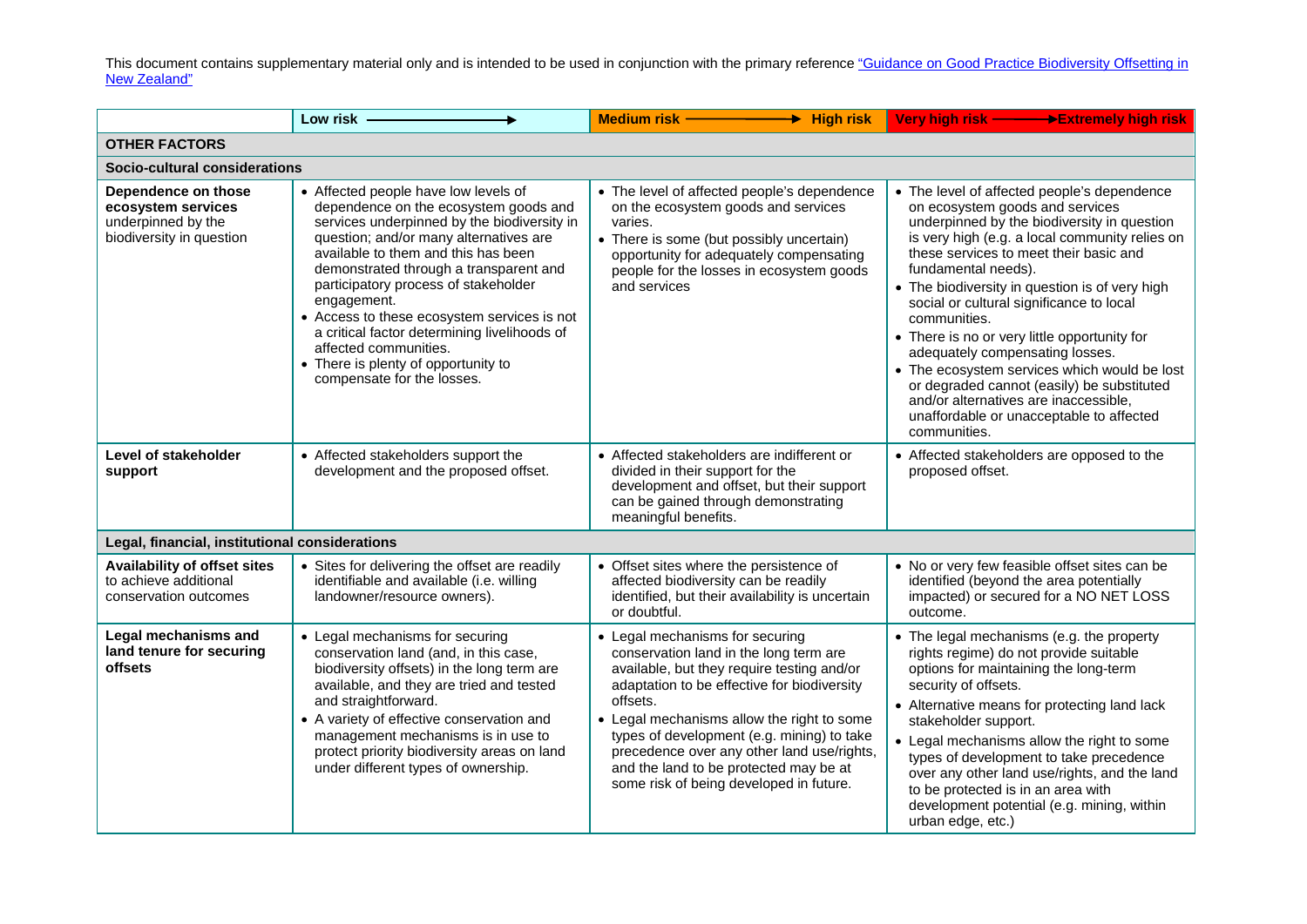This document contains supplementary material only and is intended to be used in conjunction with the primary reference "Guidance on Good Practice Biodiversity Offsetting in New Zealand"

| | Low risk ⟶ | Medium risk ⟶ High risk | Very high risk ⟶ Extremely high risk |
|---|---|---|---|
| **OTHER FACTORS** | | | |
| **Socio-cultural considerations** | | | |
| **Dependence on those ecosystem services** underpinned by the biodiversity in question | • Affected people have low levels of dependence on the ecosystem goods and services underpinned by the biodiversity in question; and/or many alternatives are available to them and this has been demonstrated through a transparent and participatory process of stakeholder engagement.<br>• Access to these ecosystem services is not a critical factor determining livelihoods of affected communities.<br>• There is plenty of opportunity to compensate for the losses. | • The level of affected people's dependence on the ecosystem goods and services varies.<br>• There is some (but possibly uncertain) opportunity for adequately compensating people for the losses in ecosystem goods and services | • The level of affected people's dependence on ecosystem goods and services underpinned by the biodiversity in question is very high (e.g. a local community relies on these services to meet their basic and fundamental needs).<br>• The biodiversity in question is of very high social or cultural significance to local communities.<br>• There is no or very little opportunity for adequately compensating losses.<br>• The ecosystem services which would be lost or degraded cannot (easily) be substituted and/or alternatives are inaccessible, unaffordable or unacceptable to affected communities. |
| **Level of stakeholder support** | • Affected stakeholders support the development and the proposed offset. | • Affected stakeholders are indifferent or divided in their support for the development and offset, but their support can be gained through demonstrating meaningful benefits. | • Affected stakeholders are opposed to the proposed offset. |
| **Legal, financial, institutional considerations** | | | |
| **Availability of offset sites** to achieve additional conservation outcomes | • Sites for delivering the offset are readily identifiable and available (i.e. willing landowner/resource owners). | • Offset sites where the persistence of affected biodiversity can be readily identified, but their availability is uncertain or doubtful. | • No or very few feasible offset sites can be identified (beyond the area potentially impacted) or secured for a NO NET LOSS outcome. |
| **Legal mechanisms and land tenure for securing offsets** | • Legal mechanisms for securing conservation land (and, in this case, biodiversity offsets) in the long term are available, and they are tried and tested and straightforward.<br>• A variety of effective conservation and management mechanisms is in use to protect priority biodiversity areas on land under different types of ownership. | • Legal mechanisms for securing conservation land in the long term are available, but they require testing and/or adaptation to be effective for biodiversity offsets.<br>• Legal mechanisms allow the right to some types of development (e.g. mining) to take precedence over any other land use/rights, and the land to be protected may be at some risk of being developed in future. | • The legal mechanisms (e.g. the property rights regime) do not provide suitable options for maintaining the long-term security of offsets.<br>• Alternative means for protecting land lack stakeholder support.<br>• Legal mechanisms allow the right to some types of development to take precedence over any other land use/rights, and the land to be protected is in an area with development potential (e.g. mining, within urban edge, etc.) |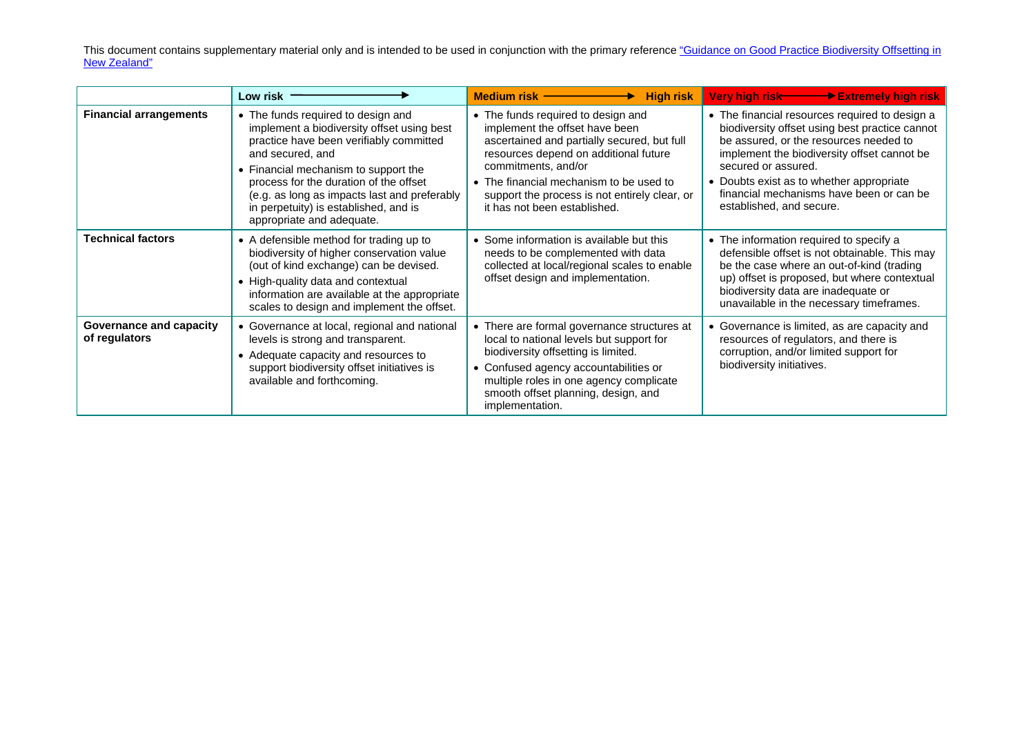This document contains supplementary material only and is intended to be used in conjunction with the primary reference "Guidance on Good Practice Biodiversity Offsetting in New Zealand"

| | Low risk ⟶ | Medium risk ⟶ High risk | Very high risk ⟶ Extremely high risk |
|---|---|---|---|
| **Financial arrangements** | • The funds required to design and implement a biodiversity offset using best practice have been verifiably committed and secured, and<br>• Financial mechanism to support the process for the duration of the offset (e.g. as long as impacts last and preferably in perpetuity) is established, and is appropriate and adequate. | • The funds required to design and implement the offset have been ascertained and partially secured, but full resources depend on additional future commitments, and/or<br>• The financial mechanism to be used to support the process is not entirely clear, or it has not been established. | • The financial resources required to design a biodiversity offset using best practice cannot be assured, or the resources needed to implement the biodiversity offset cannot be secured or assured.<br>• Doubts exist as to whether appropriate financial mechanisms have been or can be established, and secure. |
| **Technical factors** | • A defensible method for trading up to biodiversity of higher conservation value (out of kind exchange) can be devised.<br>• High-quality data and contextual information are available at the appropriate scales to design and implement the offset. | • Some information is available but this needs to be complemented with data collected at local/regional scales to enable offset design and implementation. | • The information required to specify a defensible offset is not obtainable. This may be the case where an out-of-kind (trading up) offset is proposed, but where contextual biodiversity data are inadequate or unavailable in the necessary timeframes. |
| **Governance and capacity of regulators** | • Governance at local, regional and national levels is strong and transparent.<br>• Adequate capacity and resources to support biodiversity offset initiatives is available and forthcoming. | • There are formal governance structures at local to national levels but support for biodiversity offsetting is limited.<br>• Confused agency accountabilities or multiple roles in one agency complicate smooth offset planning, design, and implementation. | • Governance is limited, as are capacity and resources of regulators, and there is corruption, and/or limited support for biodiversity initiatives. |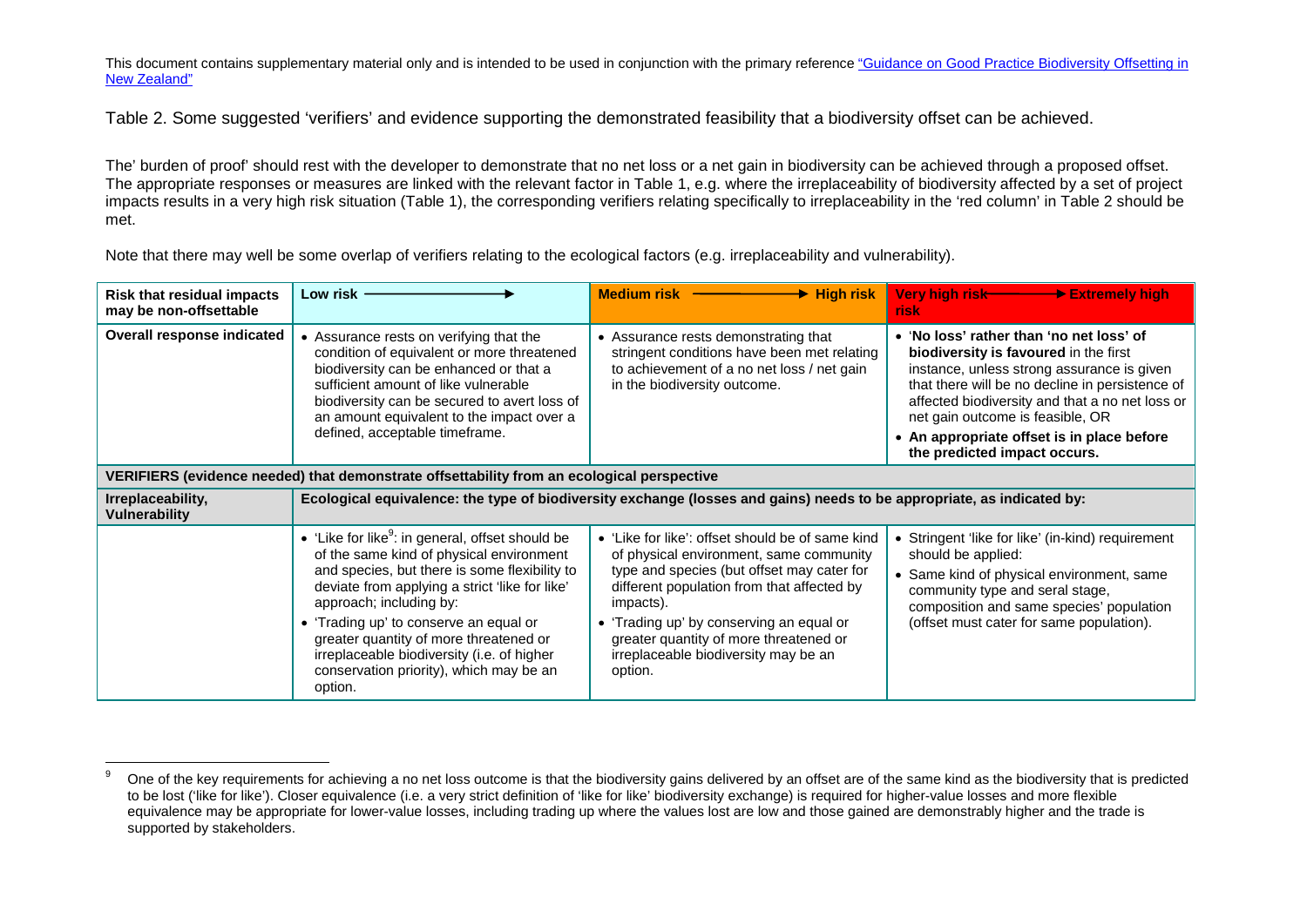This document contains supplementary material only and is intended to be used in conjunction with the primary reference ["Guidance on Good Practice Biodiversity Offsetting in New Zealand"]

Table 2. Some suggested 'verifiers' and evidence supporting the demonstrated feasibility that a biodiversity offset can be achieved.

The' burden of proof' should rest with the developer to demonstrate that no net loss or a net gain in biodiversity can be achieved through a proposed offset. The appropriate responses or measures are linked with the relevant factor in Table 1, e.g. where the irreplaceability of biodiversity affected by a set of project impacts results in a very high risk situation (Table 1), the corresponding verifiers relating specifically to irreplaceability in the 'red column' in Table 2 should be met.

Note that there may well be some overlap of verifiers relating to the ecological factors (e.g. irreplaceability and vulnerability).

| Risk that residual impacts may be non-offsettable | Low risk ⟶ | Medium risk ⟶ High risk | Very high risk ⟶ Extremely high risk |
|---|---|---|---|
| **Overall response indicated** | • Assurance rests on verifying that the condition of equivalent or more threatened biodiversity can be enhanced or that a sufficient amount of like vulnerable biodiversity can be secured to avert loss of an amount equivalent to the impact over a defined, acceptable timeframe. | • Assurance rests demonstrating that stringent conditions have been met relating to achievement of a no net loss / net gain in the biodiversity outcome. | • **'No loss' rather than 'no net loss' of biodiversity is favoured** in the first instance, unless strong assurance is given that there will be no decline in persistence of affected biodiversity and that a no net loss or net gain outcome is feasible, OR<br>• **An appropriate offset is in place before the predicted impact occurs.** |
| **VERIFIERS (evidence needed) that demonstrate offsettability from an ecological perspective** | | | |
| **Irreplaceability, Vulnerability** | **Ecological equivalence: the type of biodiversity exchange (losses and gains) needs to be appropriate, as indicated by:** | | |
| | • 'Like for like'[9]: in general, offset should be of the same kind of physical environment and species, but there is some flexibility to deviate from applying a strict 'like for like' approach; including by:<br>• 'Trading up' to conserve an equal or greater quantity of more threatened or irreplaceable biodiversity (i.e. of higher conservation priority), which may be an option. | • 'Like for like': offset should be of same kind of physical environment, same community type and species (but offset may cater for different population from that affected by impacts).<br>• 'Trading up' by conserving an equal or greater quantity of more threatened or irreplaceable biodiversity may be an option. | • Stringent 'like for like' (in-kind) requirement should be applied:<br>• Same kind of physical environment, same community type and seral stage, composition and same species' population (offset must cater for same population). |

[9] One of the key requirements for achieving a no net loss outcome is that the biodiversity gains delivered by an offset are of the same kind as the biodiversity that is predicted to be lost ('like for like'). Closer equivalence (i.e. a very strict definition of 'like for like' biodiversity exchange) is required for higher-value losses and more flexible equivalence may be appropriate for lower-value losses, including trading up where the values lost are low and those gained are demonstrably higher and the trade is supported by stakeholders.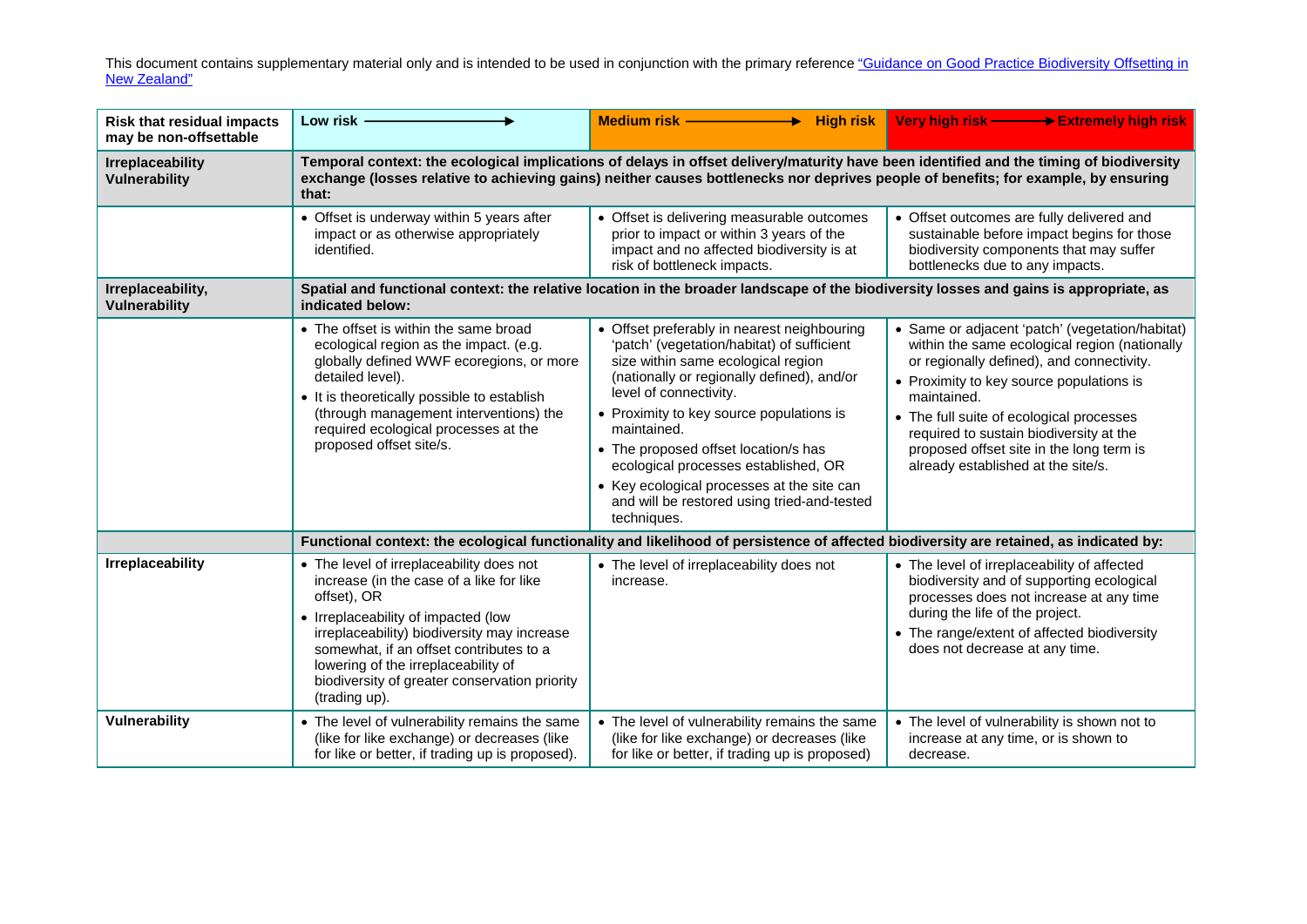This document contains supplementary material only and is intended to be used in conjunction with the primary reference ["Guidance on Good Practice Biodiversity Offsetting in New Zealand"]

| **Risk that residual impacts may be non-offsettable** | **Low risk ⟶** | **Medium risk ⟶ High risk** | **Very high risk ⟶ Extremely high risk** |
|---|---|---|---|
| **Irreplaceability Vulnerability** | **Temporal context: the ecological implications of delays in offset delivery/maturity have been identified and the timing of biodiversity exchange (losses relative to achieving gains) neither causes bottlenecks nor deprives people of benefits; for example, by ensuring that:** | | |
| | • Offset is underway within 5 years after impact or as otherwise appropriately identified. | • Offset is delivering measurable outcomes prior to impact or within 3 years of the impact and no affected biodiversity is at risk of bottleneck impacts. | • Offset outcomes are fully delivered and sustainable before impact begins for those biodiversity components that may suffer bottlenecks due to any impacts. |
| **Irreplaceability, Vulnerability** | **Spatial and functional context: the relative location in the broader landscape of the biodiversity losses and gains is appropriate, as indicated below:** | | |
| | • The offset is within the same broad ecological region as the impact. (e.g. globally defined WWF ecoregions, or more detailed level).<br>• It is theoretically possible to establish (through management interventions) the required ecological processes at the proposed offset site/s. | • Offset preferably in nearest neighbouring 'patch' (vegetation/habitat) of sufficient size within same ecological region (nationally or regionally defined), and/or level of connectivity.<br>• Proximity to key source populations is maintained.<br>• The proposed offset location/s has ecological processes established, OR<br>• Key ecological processes at the site can and will be restored using tried-and-tested techniques. | • Same or adjacent 'patch' (vegetation/habitat) within the same ecological region (nationally or regionally defined), and connectivity.<br>• Proximity to key source populations is maintained.<br>• The full suite of ecological processes required to sustain biodiversity at the proposed offset site in the long term is already established at the site/s. |
| | **Functional context: the ecological functionality and likelihood of persistence of affected biodiversity are retained, as indicated by:** | | |
| **Irreplaceability** | • The level of irreplaceability does not increase (in the case of a like for like offset), OR<br>• Irreplaceability of impacted (low irreplaceability) biodiversity may increase somewhat, if an offset contributes to a lowering of the irreplaceability of biodiversity of greater conservation priority (trading up). | • The level of irreplaceability does not increase. | • The level of irreplaceability of affected biodiversity and of supporting ecological processes does not increase at any time during the life of the project.<br>• The range/extent of affected biodiversity does not decrease at any time. |
| **Vulnerability** | • The level of vulnerability remains the same (like for like exchange) or decreases (like for like or better, if trading up is proposed). | • The level of vulnerability remains the same (like for like exchange) or decreases (like for like or better, if trading up is proposed) | • The level of vulnerability is shown not to increase at any time, or is shown to decrease. |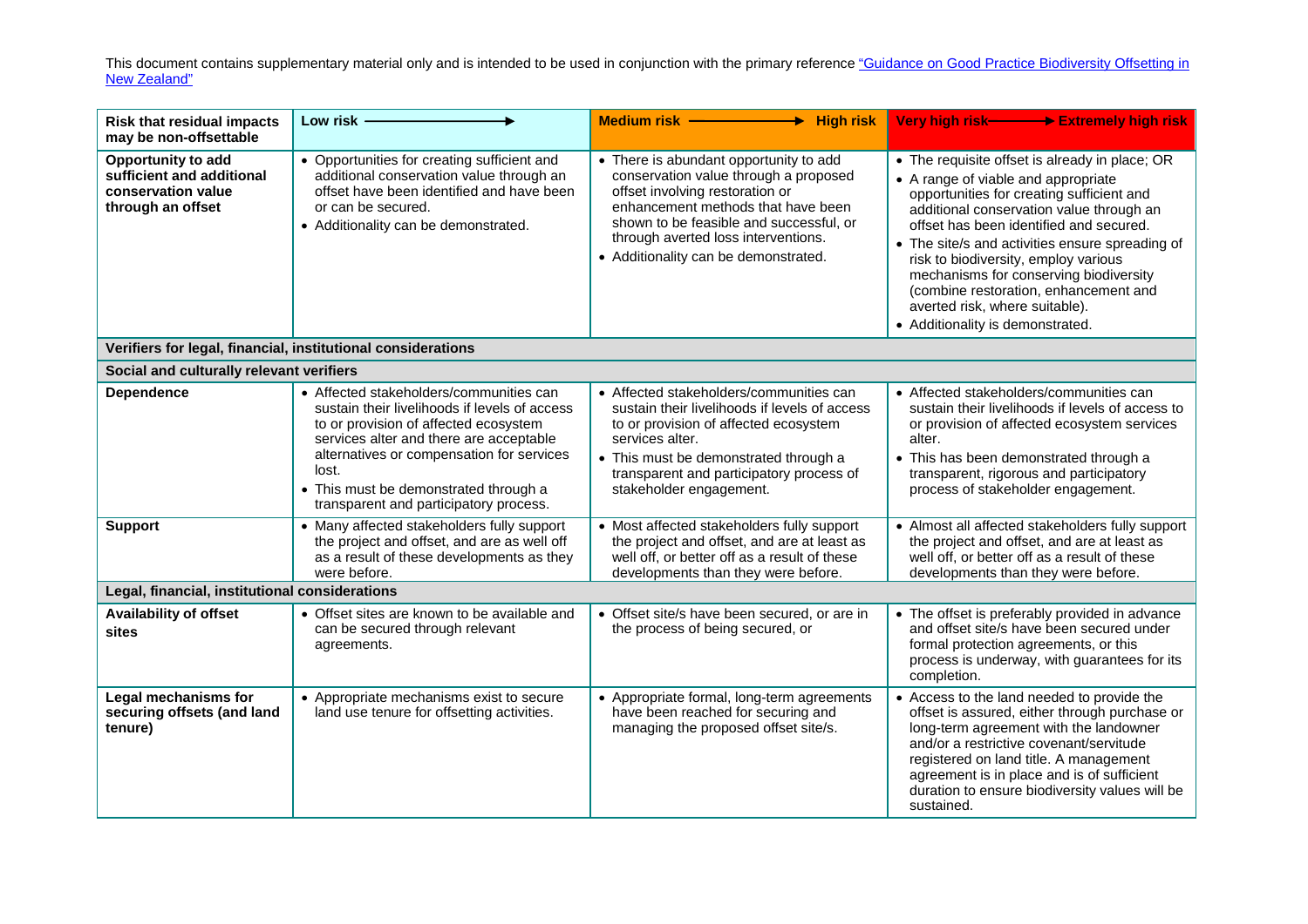This document contains supplementary material only and is intended to be used in conjunction with the primary reference [“Guidance on Good Practice Biodiversity Offsetting in New Zealand”]

| **Risk that residual impacts may be non-offsettable** | **Low risk ⟶** | **Medium risk ⟶ High risk** | **Very high risk ⟶ Extremely high risk** |
|---|---|---|---|
| **Opportunity to add sufficient and additional conservation value through an offset** | • Opportunities for creating sufficient and additional conservation value through an offset have been identified and have been or can be secured.<br>• Additionality can be demonstrated. | • There is abundant opportunity to add conservation value through a proposed offset involving restoration or enhancement methods that have been shown to be feasible and successful, or through averted loss interventions.<br>• Additionality can be demonstrated. | • The requisite offset is already in place; OR<br>• A range of viable and appropriate opportunities for creating sufficient and additional conservation value through an offset has been identified and secured.<br>• The site/s and activities ensure spreading of risk to biodiversity, employ various mechanisms for conserving biodiversity (combine restoration, enhancement and averted risk, where suitable).<br>• Additionality is demonstrated. |
| **Verifiers for legal, financial, institutional considerations** | | | |
| **Social and culturally relevant verifiers** | | | |
| **Dependence** | • Affected stakeholders/communities can sustain their livelihoods if levels of access to or provision of affected ecosystem services alter and there are acceptable alternatives or compensation for services lost.<br>• This must be demonstrated through a transparent and participatory process. | • Affected stakeholders/communities can sustain their livelihoods if levels of access to or provision of affected ecosystem services alter.<br>• This must be demonstrated through a transparent and participatory process of stakeholder engagement. | • Affected stakeholders/communities can sustain their livelihoods if levels of access to or provision of affected ecosystem services alter.<br>• This has been demonstrated through a transparent, rigorous and participatory process of stakeholder engagement. |
| **Support** | • Many affected stakeholders fully support the project and offset, and are as well off as a result of these developments as they were before. | • Most affected stakeholders fully support the project and offset, and are at least as well off, or better off as a result of these developments than they were before. | • Almost all affected stakeholders fully support the project and offset, and are at least as well off, or better off as a result of these developments than they were before. |
| **Legal, financial, institutional considerations** | | | |
| **Availability of offset sites** | • Offset sites are known to be available and can be secured through relevant agreements. | • Offset site/s have been secured, or are in the process of being secured, or | • The offset is preferably provided in advance and offset site/s have been secured under formal protection agreements, or this process is underway, with guarantees for its completion. |
| **Legal mechanisms for securing offsets (and land tenure)** | • Appropriate mechanisms exist to secure land use tenure for offsetting activities. | • Appropriate formal, long-term agreements have been reached for securing and managing the proposed offset site/s. | • Access to the land needed to provide the offset is assured, either through purchase or long-term agreement with the landowner and/or a restrictive covenant/servitude registered on land title. A management agreement is in place and is of sufficient duration to ensure biodiversity values will be sustained. |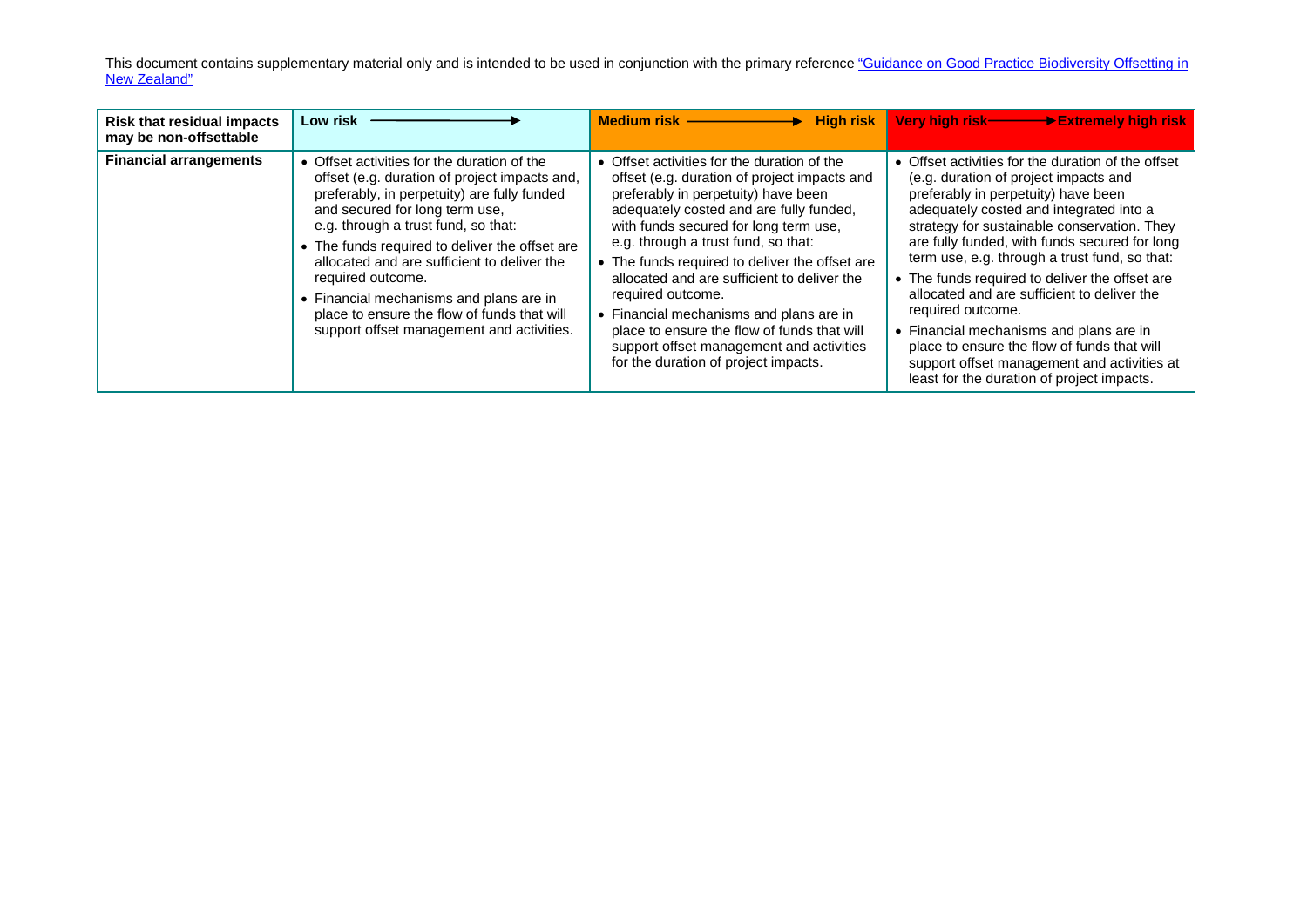This document contains supplementary material only and is intended to be used in conjunction with the primary reference "Guidance on Good Practice Biodiversity Offsetting in New Zealand"

| **Risk that residual impacts may be non-offsettable** | **Low risk ⟶** | **Medium risk ⟶ High risk** | **Very high risk ⟶ Extremely high risk** |
|---|---|---|---|
| **Financial arrangements** | • Offset activities for the duration of the offset (e.g. duration of project impacts and, preferably, in perpetuity) are fully funded and secured for long term use, e.g. through a trust fund, so that:<br>• The funds required to deliver the offset are allocated and are sufficient to deliver the required outcome.<br>• Financial mechanisms and plans are in place to ensure the flow of funds that will support offset management and activities. | • Offset activities for the duration of the offset (e.g. duration of project impacts and preferably in perpetuity) have been adequately costed and are fully funded, with funds secured for long term use, e.g. through a trust fund, so that:<br>• The funds required to deliver the offset are allocated and are sufficient to deliver the required outcome.<br>• Financial mechanisms and plans are in place to ensure the flow of funds that will support offset management and activities for the duration of project impacts. | • Offset activities for the duration of the offset (e.g. duration of project impacts and preferably in perpetuity) have been adequately costed and integrated into a strategy for sustainable conservation. They are fully funded, with funds secured for long term use, e.g. through a trust fund, so that:<br>• The funds required to deliver the offset are allocated and are sufficient to deliver the required outcome.<br>• Financial mechanisms and plans are in place to ensure the flow of funds that will support offset management and activities at least for the duration of project impacts. |